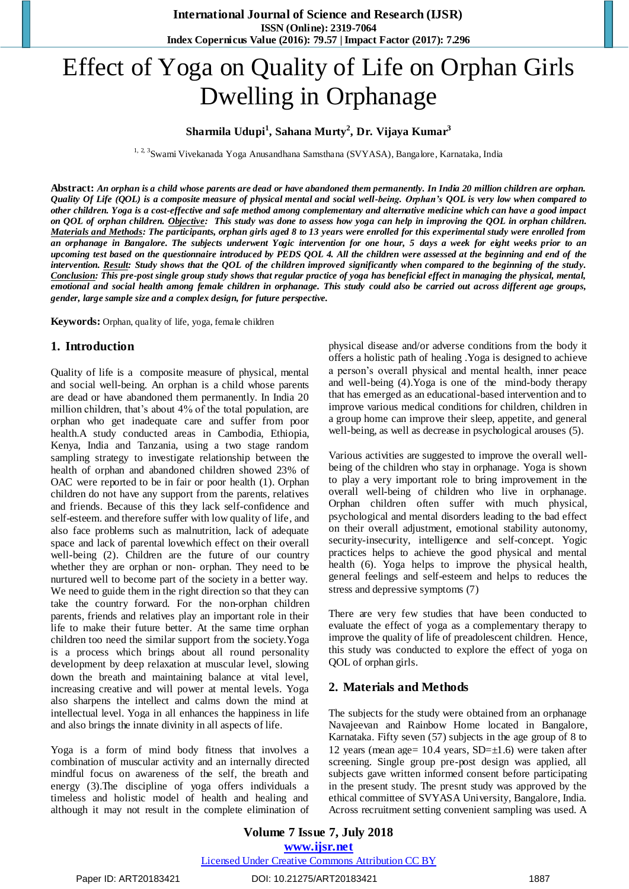# Effect of Yoga on Quality of Life on Orphan Girls Dwelling in Orphanage

**Sharmila Udupi[1], Sahana Murty[2], Dr. Vijaya Kumar[3]**

[1, 2, 3]Swami Vivekanada Yoga Anusandhana Samsthana (SVYASA), Bangalore, Karnataka, India

**Abstract:** ***An orphan is a child whose parents are dead or have abandoned them permanently. In India 20 million children are orphan. Quality Of Life (QOL) is a composite measure of physical mental and social well-being. Orphan's QOL is very low when compared to other children. Yoga is a cost-effective and safe method among complementary and alternative medicine which can have a good impact on QOL of orphan children. Objective: This study was done to assess how yoga can help in improving the QOL in orphan children. Materials and Methods: The participants, orphan girls aged 8 to 13 years were enrolled for this experimental study were enrolled from an orphanage in Bangalore. The subjects underwent Yogic intervention for one hour, 5 days a week for eight weeks prior to an upcoming test based on the questionnaire introduced by PEDS QOL 4. All the children were assessed at the beginning and end of the intervention. Result: Study shows that the QOL of the children improved significantly when compared to the beginning of the study. Conclusion: This pre-post single group study shows that regular practice of yoga has beneficial effect in managing the physical, mental, emotional and social health among female children in orphanage. This study could also be carried out across different age groups, gender, large sample size and a complex design, for future perspective.***

**Keywords:** Orphan, quality of life, yoga, female children

## 1. Introduction

Quality of life is a composite measure of physical, mental and social well-being. An orphan is a child whose parents are dead or have abandoned them permanently. In India 20 million children, that's about 4% of the total population, are orphan who get inadequate care and suffer from poor health.A study conducted areas in Cambodia, Ethiopia, Kenya, India and Tanzania, using a two stage random sampling strategy to investigate relationship between the health of orphan and abandoned children showed 23% of OAC were reported to be in fair or poor health (1). Orphan children do not have any support from the parents, relatives and friends. Because of this they lack self-confidence and self-esteem. and therefore suffer with low quality of life, and also face problems such as malnutrition, lack of adequate space and lack of parental lovewhich effect on their overall well-being (2). Children are the future of our country whether they are orphan or non- orphan. They need to be nurtured well to become part of the society in a better way. We need to guide them in the right direction so that they can take the country forward. For the non-orphan children parents, friends and relatives play an important role in their life to make their future better. At the same time orphan children too need the similar support from the society.Yoga is a process which brings about all round personality development by deep relaxation at muscular level, slowing down the breath and maintaining balance at vital level, increasing creative and will power at mental levels. Yoga also sharpens the intellect and calms down the mind at intellectual level. Yoga in all enhances the happiness in life and also brings the innate divinity in all aspects of life.

Yoga is a form of mind body fitness that involves a combination of muscular activity and an internally directed mindful focus on awareness of the self, the breath and energy (3).The discipline of yoga offers individuals a timeless and holistic model of health and healing and although it may not result in the complete elimination of physical disease and/or adverse conditions from the body it offers a holistic path of healing .Yoga is designed to achieve a person's overall physical and mental health, inner peace and well-being (4).Yoga is one of the mind-body therapy that has emerged as an educational-based intervention and to improve various medical conditions for children, children in a group home can improve their sleep, appetite, and general well-being, as well as decrease in psychological arouses (5).

Various activities are suggested to improve the overall well-being of the children who stay in orphanage. Yoga is shown to play a very important role to bring improvement in the overall well-being of children who live in orphanage. Orphan children often suffer with much physical, psychological and mental disorders leading to the bad effect on their overall adjustment, emotional stability autonomy, security-insecurity, intelligence and self-concept. Yogic practices helps to achieve the good physical and mental health (6). Yoga helps to improve the physical health, general feelings and self-esteem and helps to reduces the stress and depressive symptoms (7)

There are very few studies that have been conducted to evaluate the effect of yoga as a complementary therapy to improve the quality of life of preadolescent children. Hence, this study was conducted to explore the effect of yoga on QOL of orphan girls.

## 2. Materials and Methods

The subjects for the study were obtained from an orphanage Navajeevan and Rainbow Home located in Bangalore, Karnataka. Fifty seven (57) subjects in the age group of 8 to 12 years (mean age= 10.4 years, SD=±1.6) were taken after screening. Single group pre-post design was applied, all subjects gave written informed consent before participating in the present study. The presnt study was approved by the ethical committee of SVYASA University, Bangalore, India. Across recruitment setting convenient sampling was used. A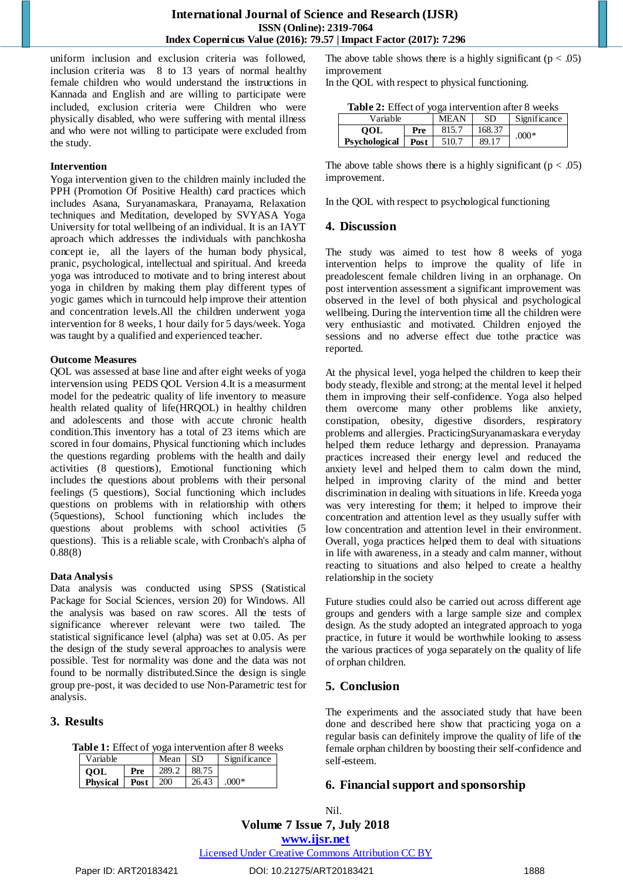uniform inclusion and exclusion criteria was followed, inclusion criteria was 8 to 13 years of normal healthy female children who would understand the instructions in Kannada and English and are willing to participate were included, exclusion criteria were Children who were physically disabled, who were suffering with mental illness and who were not willing to participate were excluded from the study.

**Intervention**

Yoga intervention given to the children mainly included the PPH (Promotion Of Positive Health) card practices which includes Asana, Suryanamaskara, Pranayama, Relaxation techniques and Meditation, developed by SVYASA Yoga University for total wellbeing of an individual. It is an IAYT aproach which addresses the individuals with panchkosha concept ie, all the layers of the human body physical, pranic, psychological, intellectual and spiritual. And kreeda yoga was introduced to motivate and to bring interest about yoga in children by making them play different types of yogic games which in turncould help improve their attention and concentration levels.All the children underwent yoga intervention for 8 weeks, 1 hour daily for 5 days/week. Yoga was taught by a qualified and experienced teacher.

**Outcome Measures**

QOL was assessed at base line and after eight weeks of yoga intervention using PEDS QOL Version 4.It is a measurment model for the pedeatric quality of life inventory to measure health related quality of life(HRQOL) in healthy children and adolescents and those with accute chronic health condition.This inventory has a total of 23 items which are scored in four domains, Physical functioning which includes the questions regarding problems with the health and daily activities (8 questions), Emotional functioning which includes the questions about problems with their personal feelings (5 questions), Social functioning which includes questions on problems with in relationship with others (5questions), School functioning which includes the questions about problems with school activities (5 questions). This is a reliable scale, with Cronbach's alpha of 0.88(8)

**Data Analysis**

Data analysis was conducted using SPSS (Statistical Package for Social Sciences, version 20) for Windows. All the analysis was based on raw scores. All the tests of significance wherever relevant were two tailed. The statistical significance level (alpha) was set at 0.05. As per the design of the study several approaches to analysis were possible. Test for normality was done and the data was not found to be normally distributed.Since the design is single group pre-post, it was decided to use Non-Parametric test for analysis.

## 3. Results

**Table 1:** Effect of yoga intervention after 8 weeks

| Variable | | Mean | SD | Significance |
|---|---|---|---|---|
| **QOL Physical** | **Pre** | 289.2 | 88.75 | .000* |
| | **Post** | 200 | 26.43 | |

The above table shows there is a highly significant ($p < .05$) improvement

In the QOL with respect to physical functioning.

**Table 2:** Effect of yoga intervention after 8 weeks

| Variable | | MEAN | SD | Significance |
|---|---|---|---|---|
| **QOL Psychological** | **Pre** | 815.7 | 168.37 | .000* |
| | **Post** | 510.7 | 89.17 | |

The above table shows there is a highly significant ($p < .05$) improvement.

In the QOL with respect to psychological functioning

## 4. Discussion

The study was aimed to test how 8 weeks of yoga intervention helps to improve the quality of life in preadolescent female children living in an orphanage. On post intervention assessment a significant improvement was observed in the level of both physical and psychological wellbeing. During the intervention time all the children were very enthusiastic and motivated. Children enjoyed the sessions and no adverse effect due tothe practice was reported.

At the physical level, yoga helped the children to keep their body steady, flexible and strong; at the mental level it helped them in improving their self-confidence. Yoga also helped them overcome many other problems like anxiety, constipation, obesity, digestive disorders, respiratory problems and allergies. PracticingSuryanamaskara everyday helped them reduce lethargy and depression. Pranayama practices increased their energy level and reduced the anxiety level and helped them to calm down the mind, helped in improving clarity of the mind and better discrimination in dealing with situations in life. Kreeda yoga was very interesting for them; it helped to improve their concentration and attention level as they usually suffer with low concentration and attention level in their environment. Overall, yoga practices helped them to deal with situations in life with awareness, in a steady and calm manner, without reacting to situations and also helped to create a healthy relationship in the society

Future studies could also be carried out across different age groups and genders with a large sample size and complex design. As the study adopted an integrated approach to yoga practice, in future it would be worthwhile looking to assess the various practices of yoga separately on the quality of life of orphan children.

## 5. Conclusion

The experiments and the associated study that have been done and described here show that practicing yoga on a regular basis can definitely improve the quality of life of the female orphan children by boosting their self-confidence and self-esteem.

## 6. Financial support and sponsorship

Nil.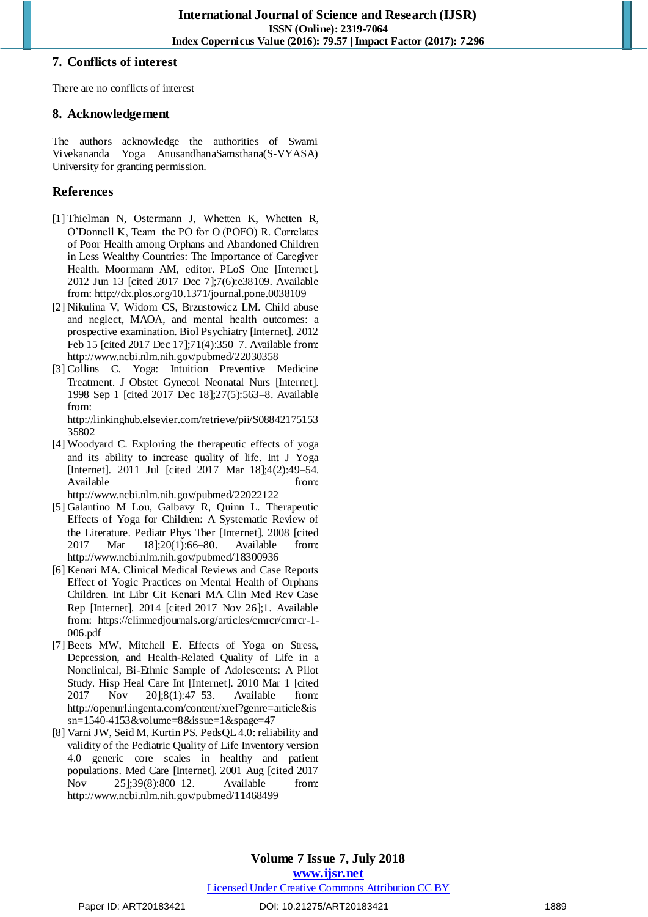## 7. Conflicts of interest

There are no conflicts of interest

## 8. Acknowledgement

The authors acknowledge the authorities of Swami Vivekananda Yoga AnusandhanaSamsthana(S-VYASA) University for granting permission.

## References

[1] Thielman N, Ostermann J, Whetten K, Whetten R, O'Donnell K, Team the PO for O (POFO) R. Correlates of Poor Health among Orphans and Abandoned Children in Less Wealthy Countries: The Importance of Caregiver Health. Moormann AM, editor. PLoS One [Internet]. 2012 Jun 13 [cited 2017 Dec 7];7(6):e38109. Available from: http://dx.plos.org/10.1371/journal.pone.0038109

[2] Nikulina V, Widom CS, Brzustowicz LM. Child abuse and neglect, MAOA, and mental health outcomes: a prospective examination. Biol Psychiatry [Internet]. 2012 Feb 15 [cited 2017 Dec 17];71(4):350–7. Available from: http://www.ncbi.nlm.nih.gov/pubmed/22030358

[3] Collins C. Yoga: Intuition Preventive Medicine Treatment. J Obstet Gynecol Neonatal Nurs [Internet]. 1998 Sep 1 [cited 2017 Dec 18];27(5):563–8. Available from: http://linkinghub.elsevier.com/retrieve/pii/S0884217515335802

[4] Woodyard C. Exploring the therapeutic effects of yoga and its ability to increase quality of life. Int J Yoga [Internet]. 2011 Jul [cited 2017 Mar 18];4(2):49–54. Available from: http://www.ncbi.nlm.nih.gov/pubmed/22022122

[5] Galantino M Lou, Galbavy R, Quinn L. Therapeutic Effects of Yoga for Children: A Systematic Review of the Literature. Pediatr Phys Ther [Internet]. 2008 [cited 2017 Mar 18];20(1):66–80. Available from: http://www.ncbi.nlm.nih.gov/pubmed/18300936

[6] Kenari MA. Clinical Medical Reviews and Case Reports Effect of Yogic Practices on Mental Health of Orphans Children. Int Libr Cit Kenari MA Clin Med Rev Case Rep [Internet]. 2014 [cited 2017 Nov 26];1. Available from: https://clinmedjournals.org/articles/cmrcr/cmrcr-1-006.pdf

[7] Beets MW, Mitchell E. Effects of Yoga on Stress, Depression, and Health-Related Quality of Life in a Nonclinical, Bi-Ethnic Sample of Adolescents: A Pilot Study. Hisp Heal Care Int [Internet]. 2010 Mar 1 [cited 2017 Nov 20];8(1):47–53. Available from: http://openurl.ingenta.com/content/xref?genre=article&issn=1540-4153&volume=8&issue=1&spage=47

[8] Varni JW, Seid M, Kurtin PS. PedsQL 4.0: reliability and validity of the Pediatric Quality of Life Inventory version 4.0 generic core scales in healthy and patient populations. Med Care [Internet]. 2001 Aug [cited 2017 Nov 25];39(8):800–12. Available from: http://www.ncbi.nlm.nih.gov/pubmed/11468499